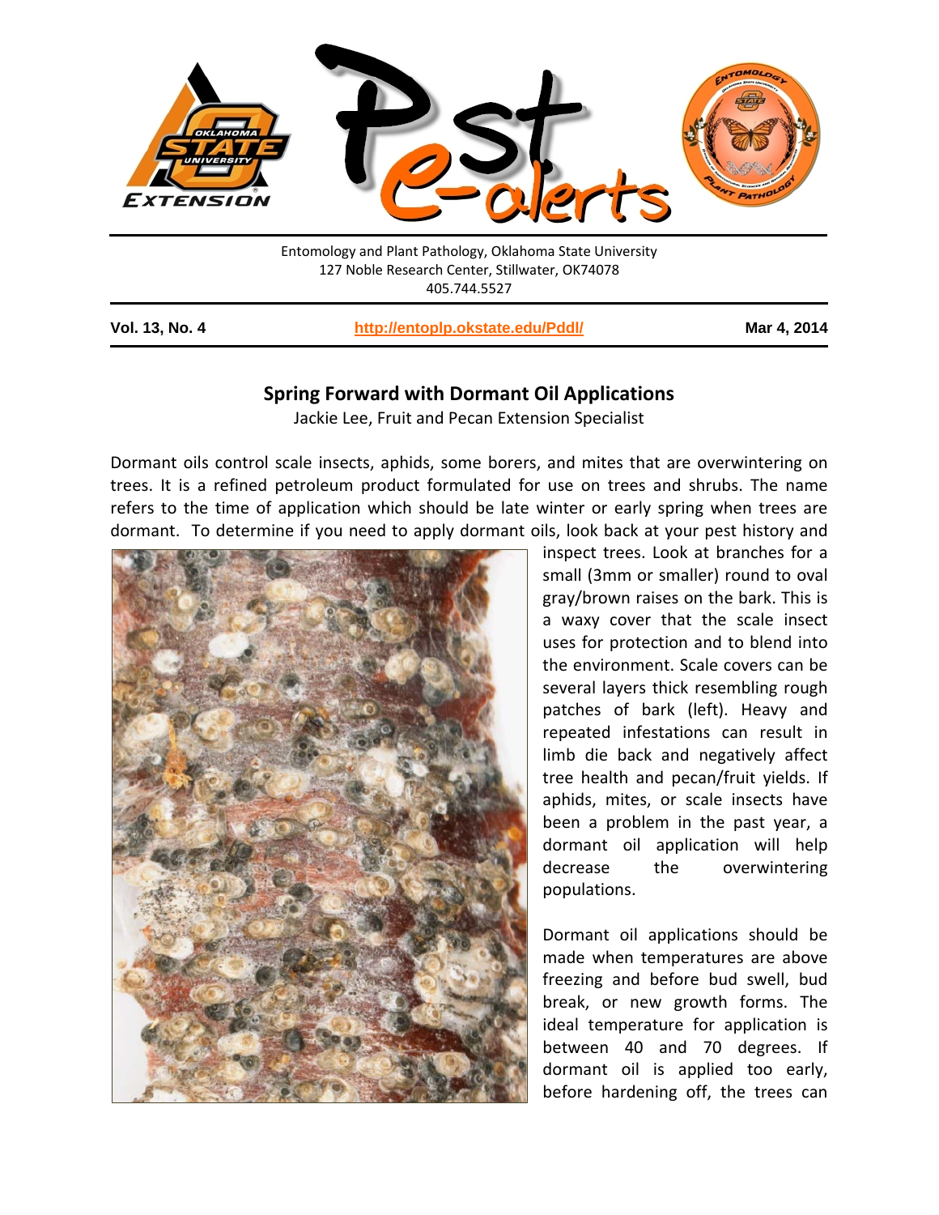Entomology and Plant Pathology, Oklahoma State University
127 Noble Research Center, Stillwater, OK74078
405.744.5527

**Vol. 13, No. 4** | **http://entoplp.okstate.edu/Pddl/** | **Mar 4, 2014**

## Spring Forward with Dormant Oil Applications

Jackie Lee, Fruit and Pecan Extension Specialist

Dormant oils control scale insects, aphids, some borers, and mites that are overwintering on trees. It is a refined petroleum product formulated for use on trees and shrubs. The name refers to the time of application which should be late winter or early spring when trees are dormant. To determine if you need to apply dormant oils, look back at your pest history and inspect trees. Look at branches for a small (3mm or smaller) round to oval gray/brown raises on the bark. This is a waxy cover that the scale insect uses for protection and to blend into the environment. Scale covers can be several layers thick resembling rough patches of bark (left). Heavy and repeated infestations can result in limb die back and negatively affect tree health and pecan/fruit yields. If aphids, mites, or scale insects have been a problem in the past year, a dormant oil application will help decrease the overwintering populations.

Dormant oil applications should be made when temperatures are above freezing and before bud swell, bud break, or new growth forms. The ideal temperature for application is between 40 and 70 degrees. If dormant oil is applied too early, before hardening off, the trees can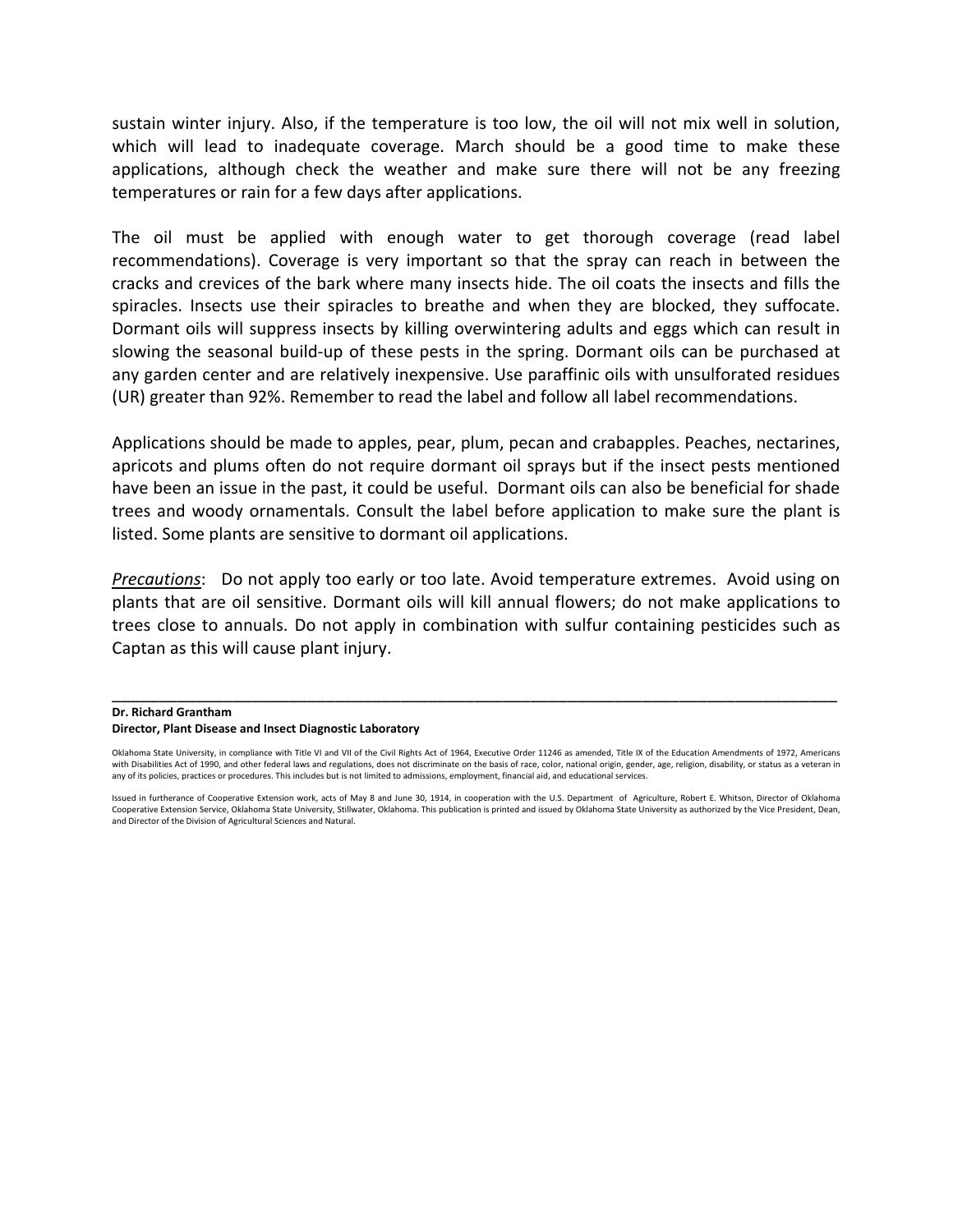sustain winter injury. Also, if the temperature is too low, the oil will not mix well in solution, which will lead to inadequate coverage. March should be a good time to make these applications, although check the weather and make sure there will not be any freezing temperatures or rain for a few days after applications.

The oil must be applied with enough water to get thorough coverage (read label recommendations). Coverage is very important so that the spray can reach in between the cracks and crevices of the bark where many insects hide. The oil coats the insects and fills the spiracles. Insects use their spiracles to breathe and when they are blocked, they suffocate. Dormant oils will suppress insects by killing overwintering adults and eggs which can result in slowing the seasonal build-up of these pests in the spring. Dormant oils can be purchased at any garden center and are relatively inexpensive. Use paraffinic oils with unsulforated residues (UR) greater than 92%. Remember to read the label and follow all label recommendations.

Applications should be made to apples, pear, plum, pecan and crabapples. Peaches, nectarines, apricots and plums often do not require dormant oil sprays but if the insect pests mentioned have been an issue in the past, it could be useful. Dormant oils can also be beneficial for shade trees and woody ornamentals. Consult the label before application to make sure the plant is listed. Some plants are sensitive to dormant oil applications.

*Precautions*: Do not apply too early or too late. Avoid temperature extremes. Avoid using on plants that are oil sensitive. Dormant oils will kill annual flowers; do not make applications to trees close to annuals. Do not apply in combination with sulfur containing pesticides such as Captan as this will cause plant injury.

---

**Dr. Richard Grantham**
**Director, Plant Disease and Insect Diagnostic Laboratory**

Oklahoma State University, in compliance with Title VI and VII of the Civil Rights Act of 1964, Executive Order 11246 as amended, Title IX of the Education Amendments of 1972, Americans with Disabilities Act of 1990, and other federal laws and regulations, does not discriminate on the basis of race, color, national origin, gender, age, religion, disability, or status as a veteran in any of its policies, practices or procedures. This includes but is not limited to admissions, employment, financial aid, and educational services.

Issued in furtherance of Cooperative Extension work, acts of May 8 and June 30, 1914, in cooperation with the U.S. Department of Agriculture, Robert E. Whitson, Director of Oklahoma Cooperative Extension Service, Oklahoma State University, Stillwater, Oklahoma. This publication is printed and issued by Oklahoma State University as authorized by the Vice President, Dean, and Director of the Division of Agricultural Sciences and Natural.